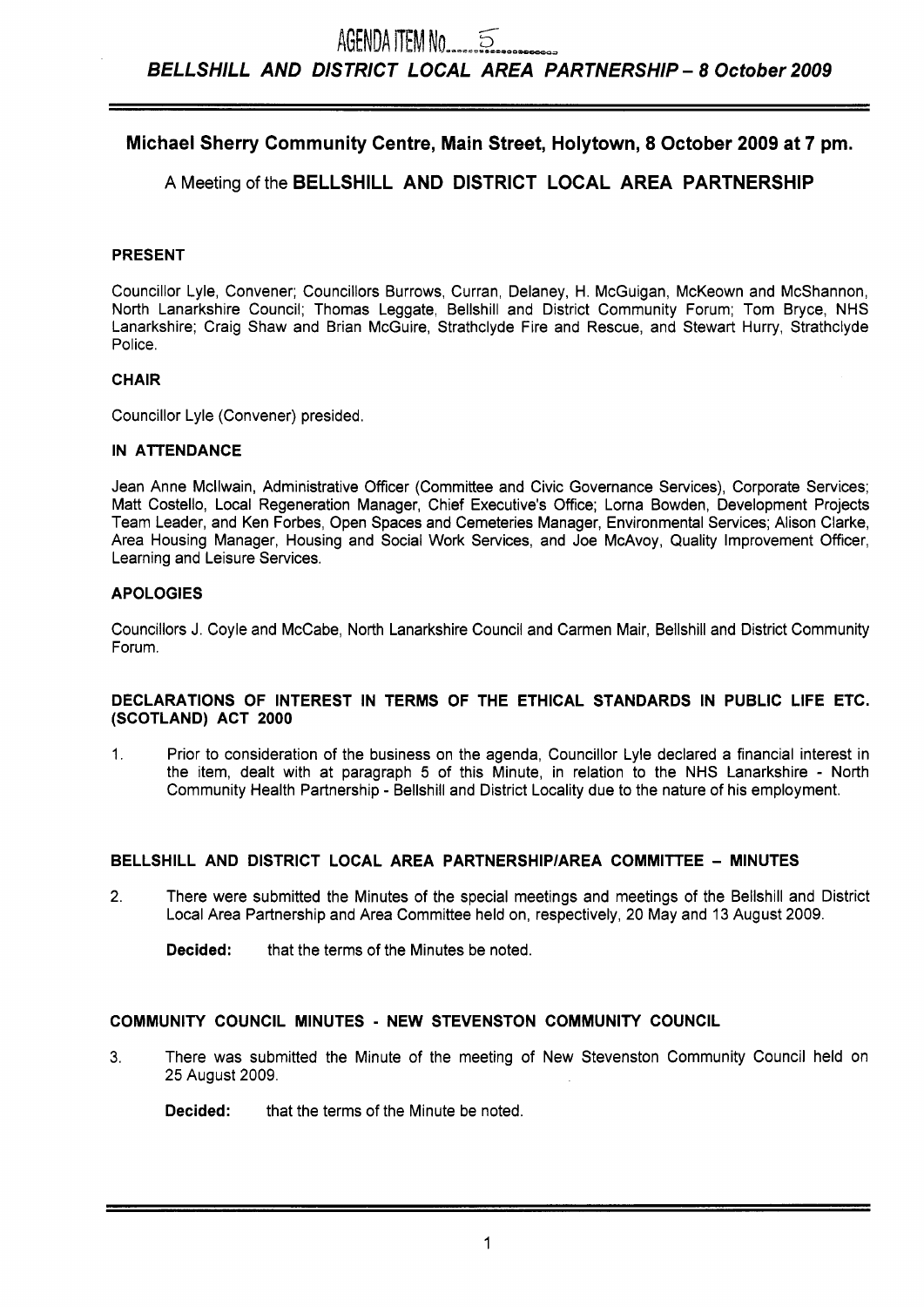AGENDA ITEM No. 5

***BELLSHILL AND DISTRICT LOCAL AREA PARTNERSHIP – 8 October 2009***

## Michael Sherry Community Centre, Main Street, Holytown, 8 October 2009 at 7 pm.

A Meeting of the **BELLSHILL AND DISTRICT LOCAL AREA PARTNERSHIP**

### PRESENT

Councillor Lyle, Convener; Councillors Burrows, Curran, Delaney, H. McGuigan, McKeown and McShannon, North Lanarkshire Council; Thomas Leggate, Bellshill and District Community Forum; Tom Bryce, NHS Lanarkshire; Craig Shaw and Brian McGuire, Strathclyde Fire and Rescue, and Stewart Hurry, Strathclyde Police.

### CHAIR

Councillor Lyle (Convener) presided.

### IN ATTENDANCE

Jean Anne McIlwain, Administrative Officer (Committee and Civic Governance Services), Corporate Services; Matt Costello, Local Regeneration Manager, Chief Executive's Office; Lorna Bowden, Development Projects Team Leader, and Ken Forbes, Open Spaces and Cemeteries Manager, Environmental Services; Alison Clarke, Area Housing Manager, Housing and Social Work Services, and Joe McAvoy, Quality Improvement Officer, Learning and Leisure Services.

### APOLOGIES

Councillors J. Coyle and McCabe, North Lanarkshire Council and Carmen Mair, Bellshill and District Community Forum.

### DECLARATIONS OF INTEREST IN TERMS OF THE ETHICAL STANDARDS IN PUBLIC LIFE ETC. (SCOTLAND) ACT 2000

1. Prior to consideration of the business on the agenda, Councillor Lyle declared a financial interest in the item, dealt with at paragraph 5 of this Minute, in relation to the NHS Lanarkshire - North Community Health Partnership - Bellshill and District Locality due to the nature of his employment.

### BELLSHILL AND DISTRICT LOCAL AREA PARTNERSHIP/AREA COMMITTEE – MINUTES

2. There were submitted the Minutes of the special meetings and meetings of the Bellshill and District Local Area Partnership and Area Committee held on, respectively, 20 May and 13 August 2009.

   **Decided:** that the terms of the Minutes be noted.

### COMMUNITY COUNCIL MINUTES - NEW STEVENSTON COMMUNITY COUNCIL

3. There was submitted the Minute of the meeting of New Stevenston Community Council held on 25 August 2009.

   **Decided:** that the terms of the Minute be noted.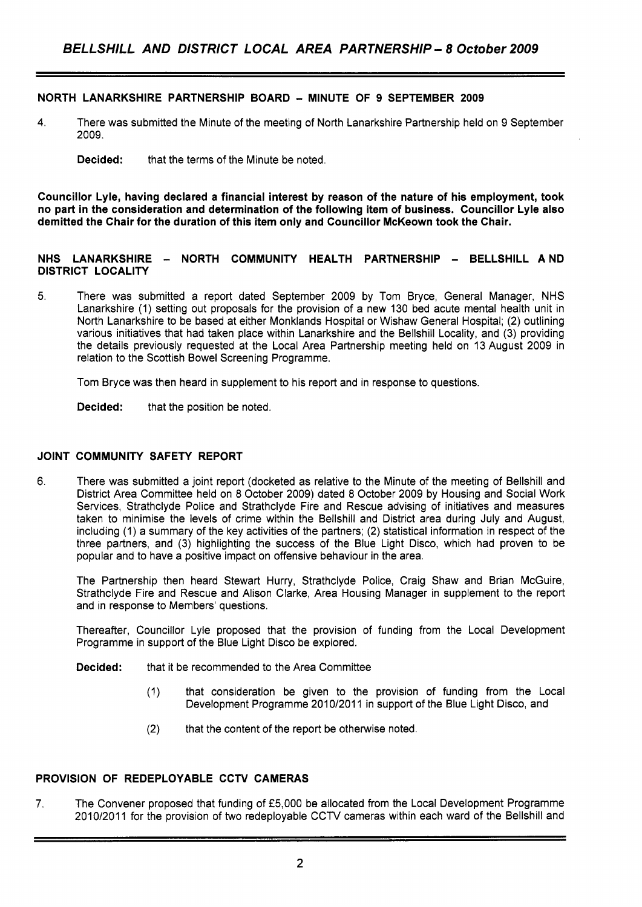## NORTH LANARKSHIRE PARTNERSHIP BOARD - MINUTE OF 9 SEPTEMBER 2009

4. There was submitted the Minute of the meeting of North Lanarkshire Partnership held on 9 September 2009.

   **Decided:** that the terms of the Minute be noted.

**Councillor Lyle, having declared a financial interest by reason of the nature of his employment, took no part in the consideration and determination of the following item of business. Councillor Lyle also demitted the Chair for the duration of this item only and Councillor McKeown took the Chair.**

## NHS LANARKSHIRE - NORTH COMMUNITY HEALTH PARTNERSHIP - BELLSHILL AND DISTRICT LOCALITY

5. There was submitted a report dated September 2009 by Tom Bryce, General Manager, NHS Lanarkshire (1) setting out proposals for the provision of a new 130 bed acute mental health unit in North Lanarkshire to be based at either Monklands Hospital or Wishaw General Hospital; (2) outlining various initiatives that had taken place within Lanarkshire and the Bellshill Locality, and (3) providing the details previously requested at the Local Area Partnership meeting held on 13 August 2009 in relation to the Scottish Bowel Screening Programme.

   Tom Bryce was then heard in supplement to his report and in response to questions.

   **Decided:** that the position be noted.

## JOINT COMMUNITY SAFETY REPORT

6. There was submitted a joint report (docketed as relative to the Minute of the meeting of Bellshill and District Area Committee held on 8 October 2009) dated 8 October 2009 by Housing and Social Work Services, Strathclyde Police and Strathclyde Fire and Rescue advising of initiatives and measures taken to minimise the levels of crime within the Bellshill and District area during July and August, including (1) a summary of the key activities of the partners; (2) statistical information in respect of the three partners, and (3) highlighting the success of the Blue Light Disco, which had proven to be popular and to have a positive impact on offensive behaviour in the area.

   The Partnership then heard Stewart Hurry, Strathclyde Police, Craig Shaw and Brian McGuire, Strathclyde Fire and Rescue and Alison Clarke, Area Housing Manager in supplement to the report and in response to Members' questions.

   Thereafter, Councillor Lyle proposed that the provision of funding from the Local Development Programme in support of the Blue Light Disco be explored.

   **Decided:** that it be recommended to the Area Committee

   (1) that consideration be given to the provision of funding from the Local Development Programme 2010/2011 in support of the Blue Light Disco, and

   (2) that the content of the report be otherwise noted.

## PROVISION OF REDEPLOYABLE CCTV CAMERAS

7. The Convener proposed that funding of £5,000 be allocated from the Local Development Programme 2010/2011 for the provision of two redeployable CCTV cameras within each ward of the Bellshill and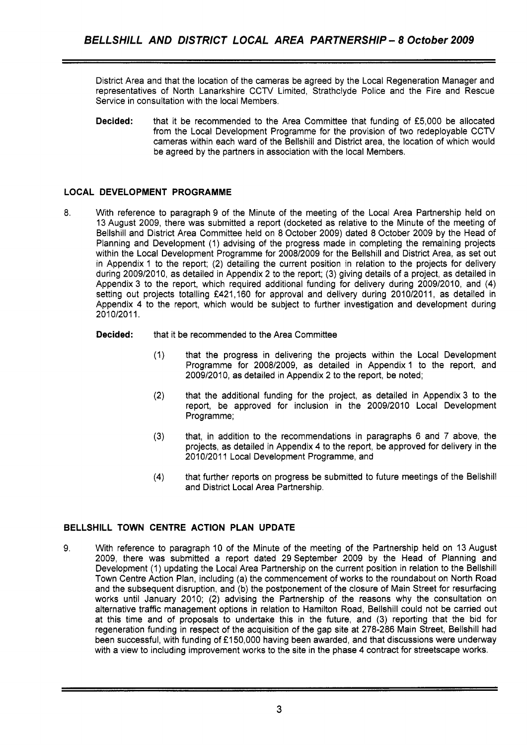District Area and that the location of the cameras be agreed by the Local Regeneration Manager and representatives of North Lanarkshire CCTV Limited, Strathclyde Police and the Fire and Rescue Service in consultation with the local Members.

**Decided:** that it be recommended to the Area Committee that funding of £5,000 be allocated from the Local Development Programme for the provision of two redeployable CCTV cameras within each ward of the Bellshill and District area, the location of which would be agreed by the partners in association with the local Members.

## LOCAL DEVELOPMENT PROGRAMME

8. With reference to paragraph 9 of the Minute of the meeting of the Local Area Partnership held on 13 August 2009, there was submitted a report (docketed as relative to the Minute of the meeting of Bellshill and District Area Committee held on 8 October 2009) dated 8 October 2009 by the Head of Planning and Development (1) advising of the progress made in completing the remaining projects within the Local Development Programme for 2008/2009 for the Bellshill and District Area, as set out in Appendix 1 to the report; (2) detailing the current position in relation to the projects for delivery during 2009/2010, as detailed in Appendix 2 to the report; (3) giving details of a project, as detailed in Appendix 3 to the report, which required additional funding for delivery during 2009/2010, and (4) setting out projects totalling £421,160 for approval and delivery during 2010/2011, as detailed in Appendix 4 to the report, which would be subject to further investigation and development during 2010/2011.

**Decided:** that it be recommended to the Area Committee

(1) that the progress in delivering the projects within the Local Development Programme for 2008/2009, as detailed in Appendix 1 to the report, and 2009/2010, as detailed in Appendix 2 to the report, be noted;

(2) that the additional funding for the project, as detailed in Appendix 3 to the report, be approved for inclusion in the 2009/2010 Local Development Programme;

(3) that, in addition to the recommendations in paragraphs 6 and 7 above, the projects, as detailed in Appendix 4 to the report, be approved for delivery in the 2010/2011 Local Development Programme, and

(4) that further reports on progress be submitted to future meetings of the Bellshill and District Local Area Partnership.

## BELLSHILL TOWN CENTRE ACTION PLAN UPDATE

9. With reference to paragraph 10 of the Minute of the meeting of the Partnership held on 13 August 2009, there was submitted a report dated 29 September 2009 by the Head of Planning and Development (1) updating the Local Area Partnership on the current position in relation to the Bellshill Town Centre Action Plan, including (a) the commencement of works to the roundabout on North Road and the subsequent disruption, and (b) the postponement of the closure of Main Street for resurfacing works until January 2010; (2) advising the Partnership of the reasons why the consultation on alternative traffic management options in relation to Hamilton Road, Bellshill could not be carried out at this time and of proposals to undertake this in the future, and (3) reporting that the bid for regeneration funding in respect of the acquisition of the gap site at 278-286 Main Street, Bellshill had been successful, with funding of £150,000 having been awarded, and that discussions were underway with a view to including improvement works to the site in the phase 4 contract for streetscape works.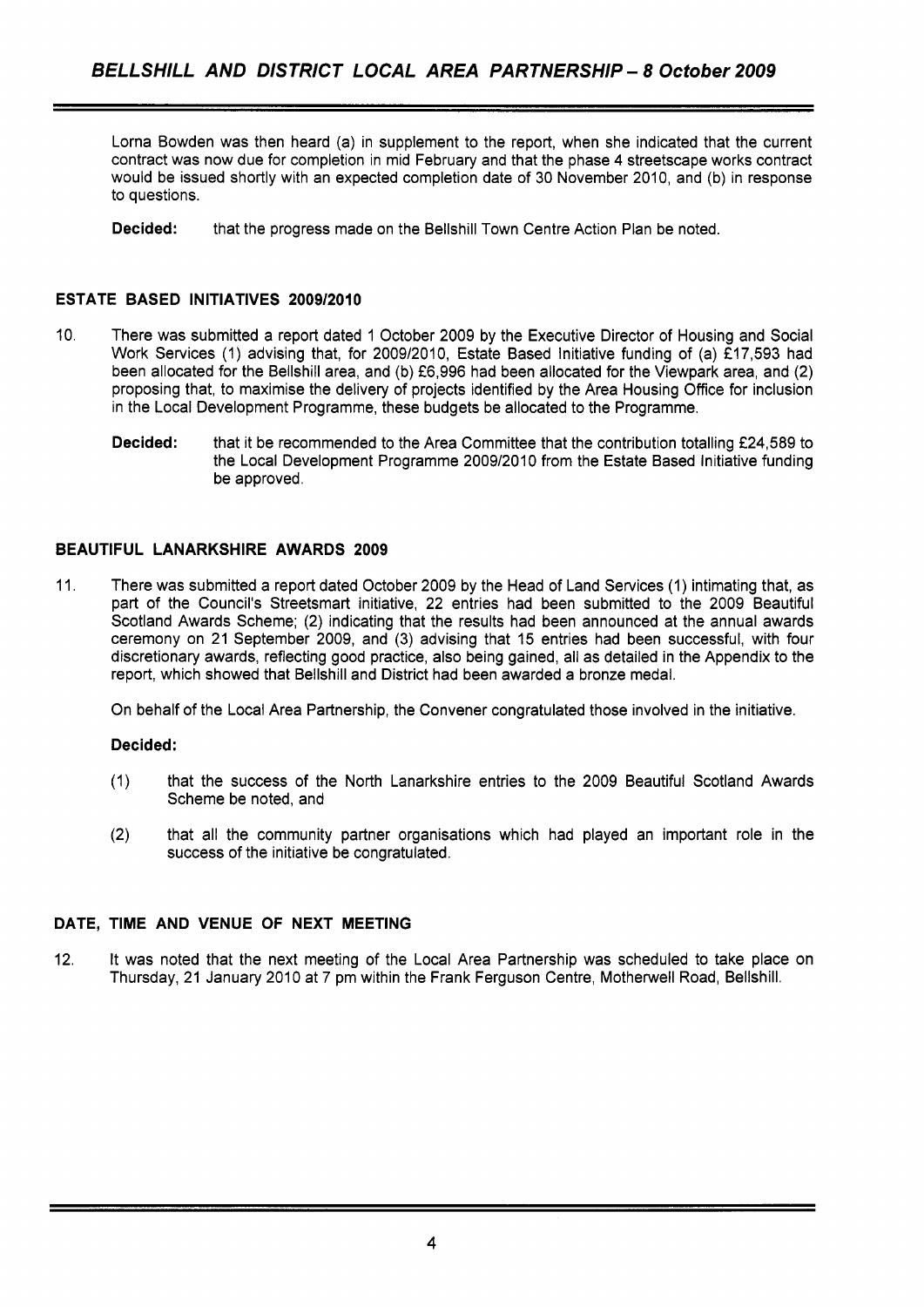Lorna Bowden was then heard (a) in supplement to the report, when she indicated that the current contract was now due for completion in mid February and that the phase 4 streetscape works contract would be issued shortly with an expected completion date of 30 November 2010, and (b) in response to questions.

**Decided:** that the progress made on the Bellshill Town Centre Action Plan be noted.

## ESTATE BASED INITIATIVES 2009/2010

10. There was submitted a report dated 1 October 2009 by the Executive Director of Housing and Social Work Services (1) advising that, for 2009/2010, Estate Based Initiative funding of (a) £17,593 had been allocated for the Bellshill area, and (b) £6,996 had been allocated for the Viewpark area, and (2) proposing that, to maximise the delivery of projects identified by the Area Housing Office for inclusion in the Local Development Programme, these budgets be allocated to the Programme.

    **Decided:** that it be recommended to the Area Committee that the contribution totalling £24,589 to the Local Development Programme 2009/2010 from the Estate Based Initiative funding be approved.

## BEAUTIFUL LANARKSHIRE AWARDS 2009

11. There was submitted a report dated October 2009 by the Head of Land Services (1) intimating that, as part of the Council's Streetsmart initiative, 22 entries had been submitted to the 2009 Beautiful Scotland Awards Scheme; (2) indicating that the results had been announced at the annual awards ceremony on 21 September 2009, and (3) advising that 15 entries had been successful, with four discretionary awards, reflecting good practice, also being gained, all as detailed in the Appendix to the report, which showed that Bellshill and District had been awarded a bronze medal.

    On behalf of the Local Area Partnership, the Convener congratulated those involved in the initiative.

    **Decided:**

    (1) that the success of the North Lanarkshire entries to the 2009 Beautiful Scotland Awards Scheme be noted, and

    (2) that all the community partner organisations which had played an important role in the success of the initiative be congratulated.

## DATE, TIME AND VENUE OF NEXT MEETING

12. It was noted that the next meeting of the Local Area Partnership was scheduled to take place on Thursday, 21 January 2010 at 7 pm within the Frank Ferguson Centre, Motherwell Road, Bellshill.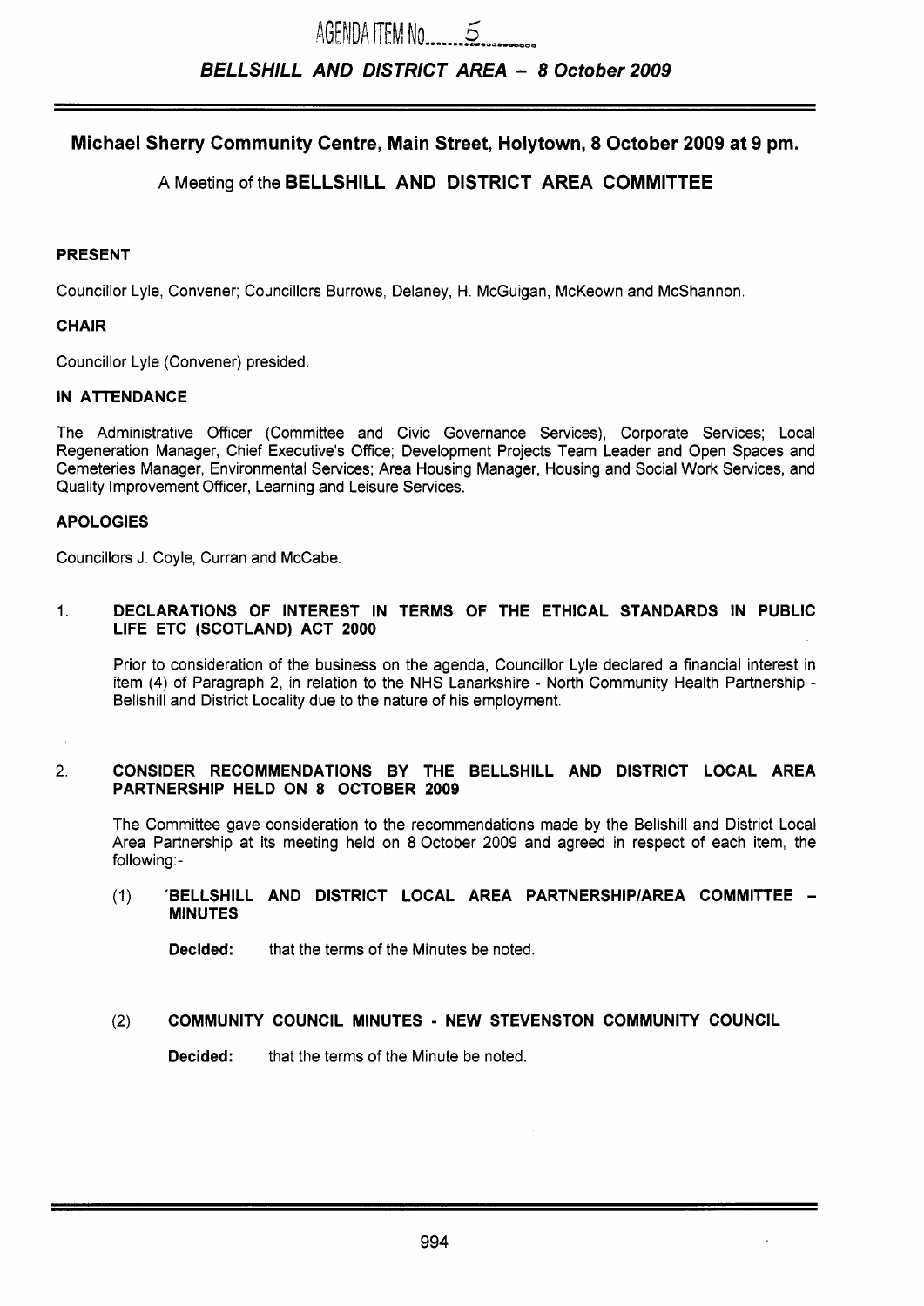AGENDA ITEM No 5

***BELLSHILL AND DISTRICT AREA – 8 October 2009***

## Michael Sherry Community Centre, Main Street, Holytown, 8 October 2009 at 9 pm.

A Meeting of the **BELLSHILL AND DISTRICT AREA COMMITTEE**

### PRESENT

Councillor Lyle, Convener; Councillors Burrows, Delaney, H. McGuigan, McKeown and McShannon.

### CHAIR

Councillor Lyle (Convener) presided.

### IN ATTENDANCE

The Administrative Officer (Committee and Civic Governance Services), Corporate Services; Local Regeneration Manager, Chief Executive's Office; Development Projects Team Leader and Open Spaces and Cemeteries Manager, Environmental Services; Area Housing Manager, Housing and Social Work Services, and Quality Improvement Officer, Learning and Leisure Services.

### APOLOGIES

Councillors J. Coyle, Curran and McCabe.

1. **DECLARATIONS OF INTEREST IN TERMS OF THE ETHICAL STANDARDS IN PUBLIC LIFE ETC (SCOTLAND) ACT 2000**

   Prior to consideration of the business on the agenda, Councillor Lyle declared a financial interest in item (4) of Paragraph 2, in relation to the NHS Lanarkshire - North Community Health Partnership - Bellshill and District Locality due to the nature of his employment.

2. **CONSIDER RECOMMENDATIONS BY THE BELLSHILL AND DISTRICT LOCAL AREA PARTNERSHIP HELD ON 8 OCTOBER 2009**

   The Committee gave consideration to the recommendations made by the Bellshill and District Local Area Partnership at its meeting held on 8 October 2009 and agreed in respect of each item, the following:-

   (1) **BELLSHILL AND DISTRICT LOCAL AREA PARTNERSHIP/AREA COMMITTEE – MINUTES**

   **Decided:** that the terms of the Minutes be noted.

   (2) **COMMUNITY COUNCIL MINUTES - NEW STEVENSTON COMMUNITY COUNCIL**

   **Decided:** that the terms of the Minute be noted.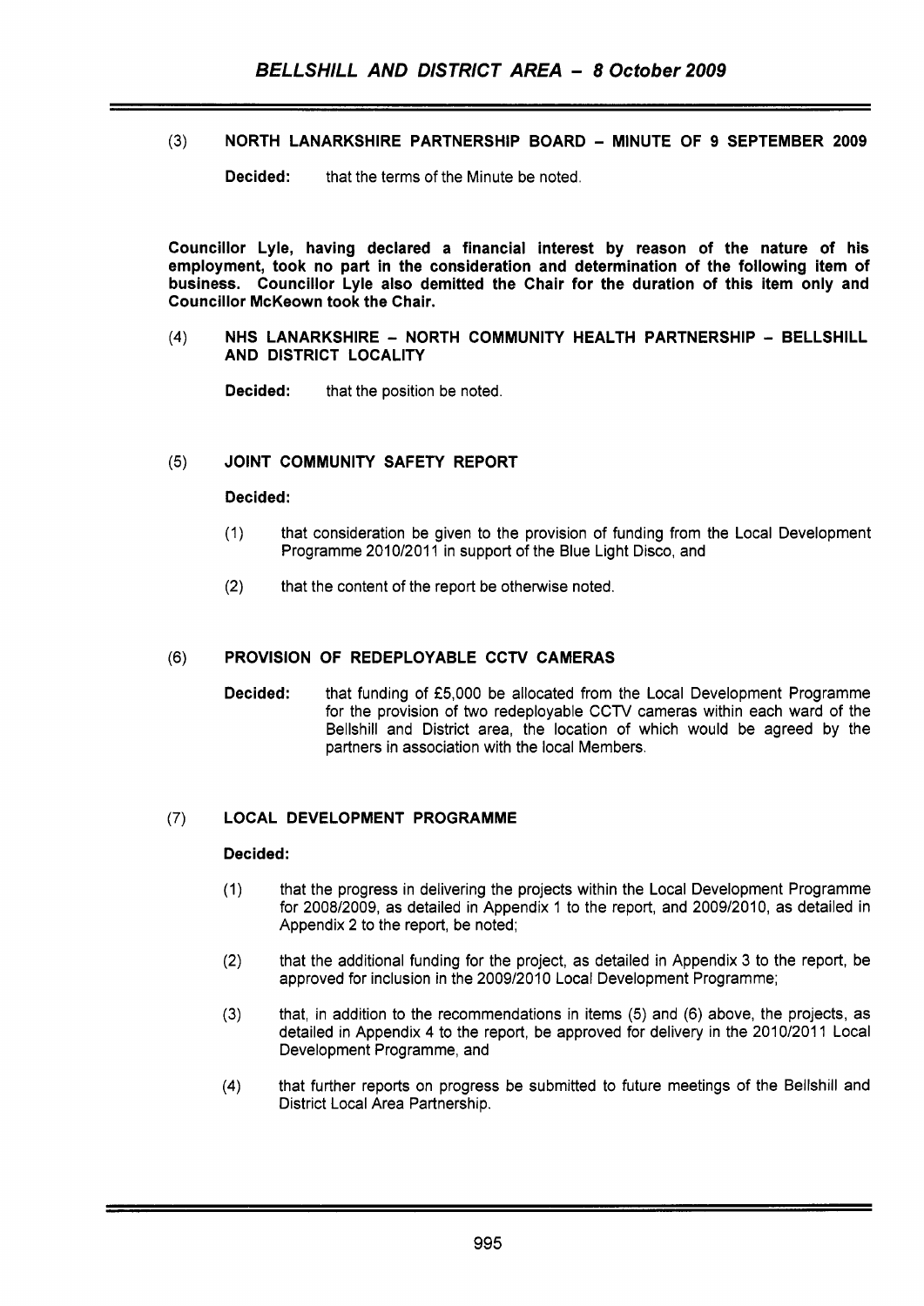(3) **NORTH LANARKSHIRE PARTNERSHIP BOARD – MINUTE OF 9 SEPTEMBER 2009**

**Decided:** that the terms of the Minute be noted.

**Councillor Lyle, having declared a financial interest by reason of the nature of his employment, took no part in the consideration and determination of the following item of business. Councillor Lyle also demitted the Chair for the duration of this item only and Councillor McKeown took the Chair.**

(4) **NHS LANARKSHIRE – NORTH COMMUNITY HEALTH PARTNERSHIP – BELLSHILL AND DISTRICT LOCALITY**

**Decided:** that the position be noted.

(5) **JOINT COMMUNITY SAFETY REPORT**

**Decided:**

(1) that consideration be given to the provision of funding from the Local Development Programme 2010/2011 in support of the Blue Light Disco, and

(2) that the content of the report be otherwise noted.

(6) **PROVISION OF REDEPLOYABLE CCTV CAMERAS**

**Decided:** that funding of £5,000 be allocated from the Local Development Programme for the provision of two redeployable CCTV cameras within each ward of the Bellshill and District area, the location of which would be agreed by the partners in association with the local Members.

(7) **LOCAL DEVELOPMENT PROGRAMME**

**Decided:**

(1) that the progress in delivering the projects within the Local Development Programme for 2008/2009, as detailed in Appendix 1 to the report, and 2009/2010, as detailed in Appendix 2 to the report, be noted;

(2) that the additional funding for the project, as detailed in Appendix 3 to the report, be approved for inclusion in the 2009/2010 Local Development Programme;

(3) that, in addition to the recommendations in items (5) and (6) above, the projects, as detailed in Appendix 4 to the report, be approved for delivery in the 2010/2011 Local Development Programme, and

(4) that further reports on progress be submitted to future meetings of the Bellshill and District Local Area Partnership.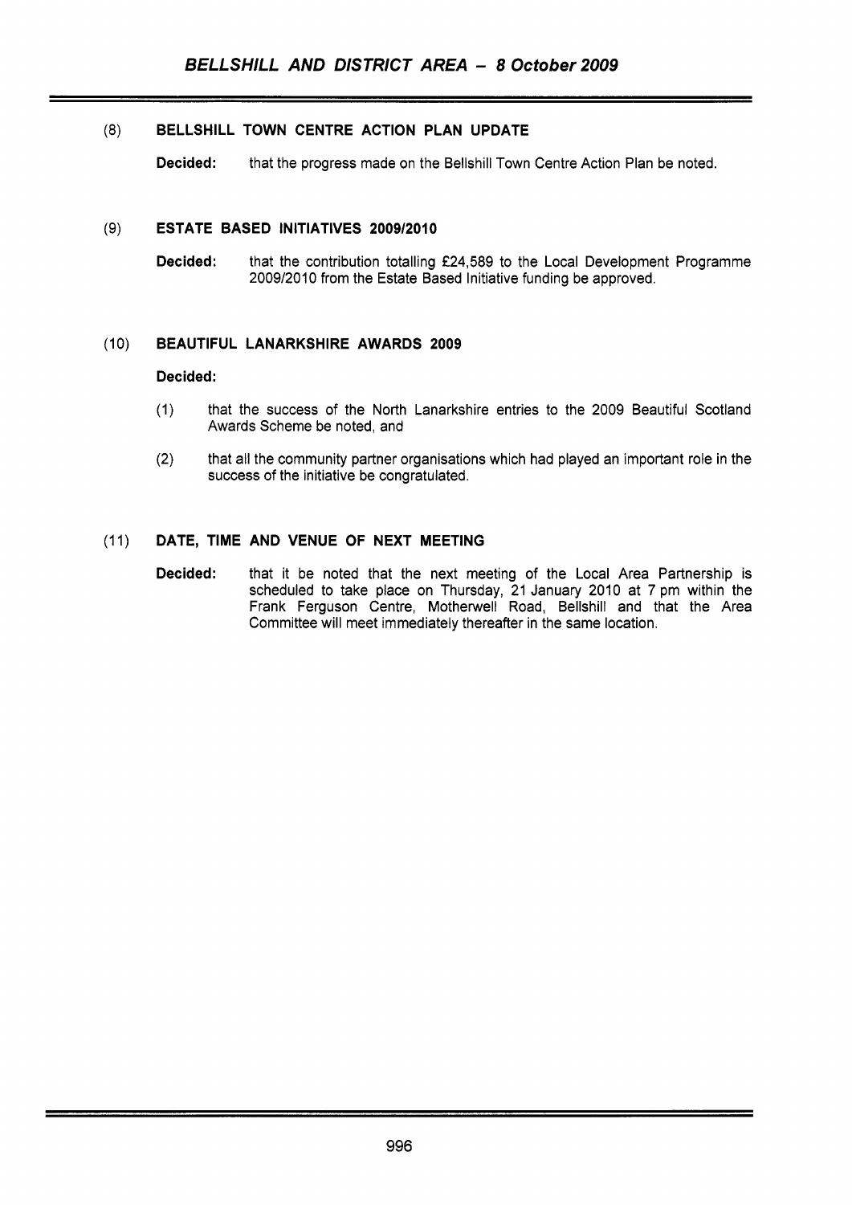(8) **BELLSHILL TOWN CENTRE ACTION PLAN UPDATE**

**Decided:** that the progress made on the Bellshill Town Centre Action Plan be noted.

(9) **ESTATE BASED INITIATIVES 2009/2010**

**Decided:** that the contribution totalling £24,589 to the Local Development Programme 2009/2010 from the Estate Based Initiative funding be approved.

(10) **BEAUTIFUL LANARKSHIRE AWARDS 2009**

**Decided:**

(1) that the success of the North Lanarkshire entries to the 2009 Beautiful Scotland Awards Scheme be noted, and

(2) that all the community partner organisations which had played an important role in the success of the initiative be congratulated.

(11) **DATE, TIME AND VENUE OF NEXT MEETING**

**Decided:** that it be noted that the next meeting of the Local Area Partnership is scheduled to take place on Thursday, 21 January 2010 at 7 pm within the Frank Ferguson Centre, Motherwell Road, Bellshill and that the Area Committee will meet immediately thereafter in the same location.